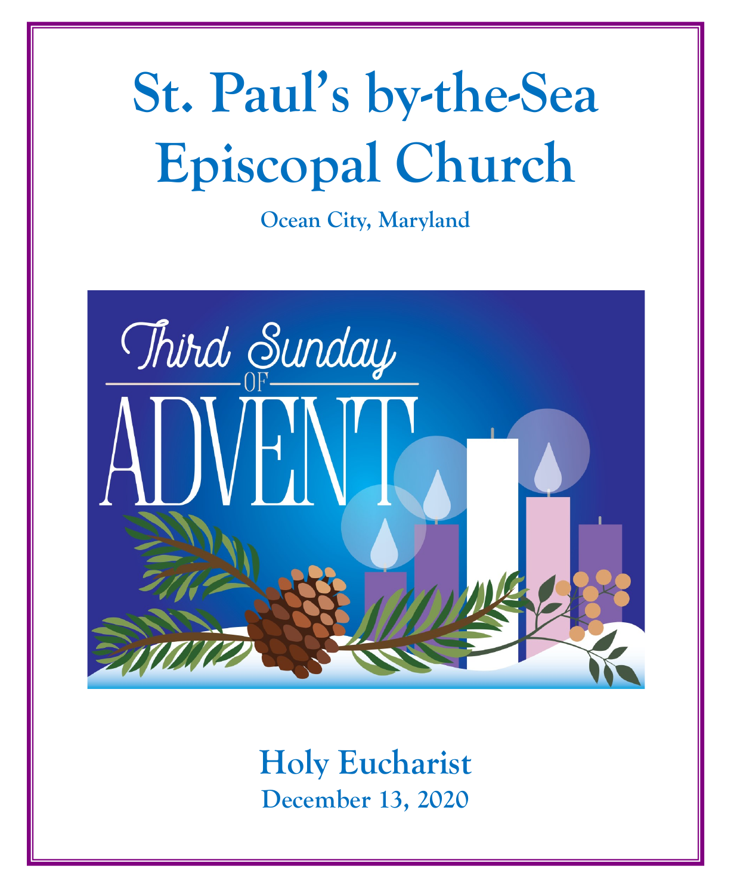# St. Paul's by-the-Sea Episcopal Church

**Ocean City, Maryland**

Third Sunday of Advent

## Holy Eucharist

**December 13, 2020**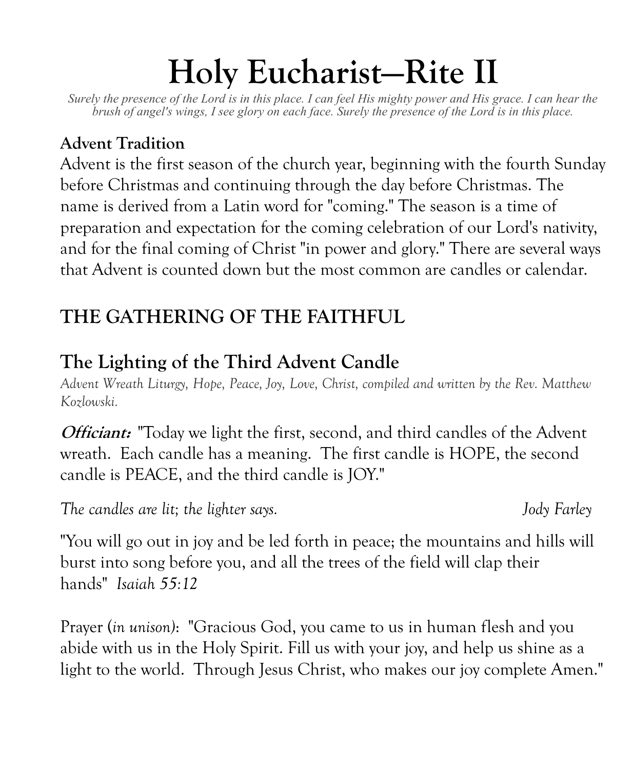# Holy Eucharist—Rite II

*Surely the presence of the Lord is in this place. I can feel His mighty power and His grace. I can hear the brush of angel's wings, I see glory on each face. Surely the presence of the Lord is in this place.*

**Advent Tradition**

Advent is the first season of the church year, beginning with the fourth Sunday before Christmas and continuing through the day before Christmas. The name is derived from a Latin word for "coming." The season is a time of preparation and expectation for the coming celebration of our Lord's nativity, and for the final coming of Christ "in power and glory." There are several ways that Advent is counted down but the most common are candles or calendar.

## THE GATHERING OF THE FAITHFUL

### The Lighting of the Third Advent Candle

*Advent Wreath Liturgy, Hope, Peace, Joy, Love, Christ, compiled and written by the Rev. Matthew Kozlowski.*

***Officiant:*** "Today we light the first, second, and third candles of the Advent wreath. Each candle has a meaning. The first candle is HOPE, the second candle is PEACE, and the third candle is JOY."

*The candles are lit; the lighter says.* *Jody Farley*

"You will go out in joy and be led forth in peace; the mountains and hills will burst into song before you, and all the trees of the field will clap their hands" *Isaiah 55:12*

Prayer (*in unison*): "Gracious God, you came to us in human flesh and you abide with us in the Holy Spirit. Fill us with your joy, and help us shine as a light to the world. Through Jesus Christ, who makes our joy complete Amen."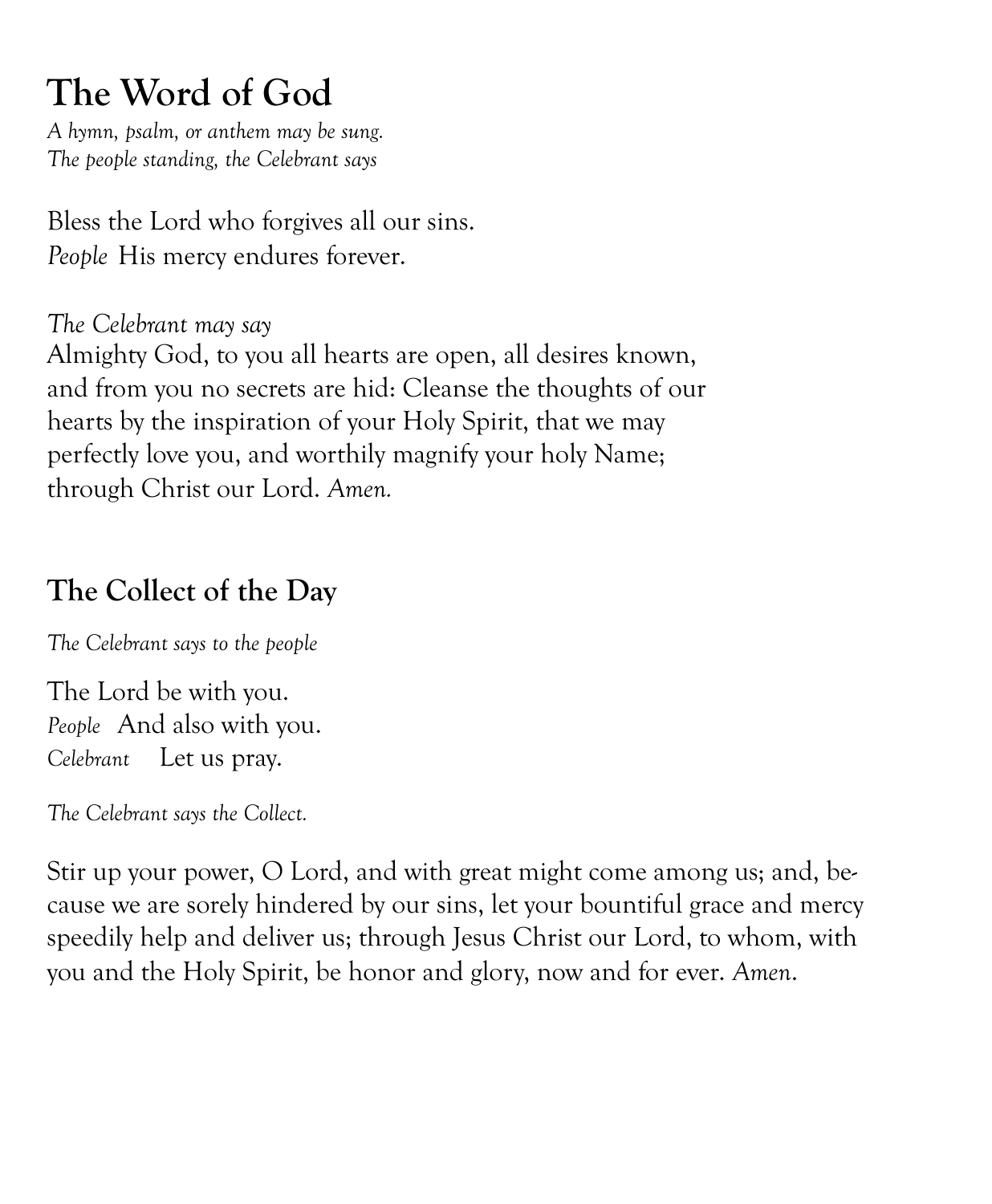# The Word of God

*A hymn, psalm, or anthem may be sung.*
*The people standing, the Celebrant says*

Bless the Lord who forgives all our sins.
*People* His mercy endures forever.

*The Celebrant may say*
Almighty God, to you all hearts are open, all desires known, and from you no secrets are hid: Cleanse the thoughts of our hearts by the inspiration of your Holy Spirit, that we may perfectly love you, and worthily magnify your holy Name; through Christ our Lord. *Amen.*

## The Collect of the Day

*The Celebrant says to the people*

The Lord be with you.
*People* And also with you.
*Celebrant* Let us pray.

*The Celebrant says the Collect.*

Stir up your power, O Lord, and with great might come among us; and, because we are sorely hindered by our sins, let your bountiful grace and mercy speedily help and deliver us; through Jesus Christ our Lord, to whom, with you and the Holy Spirit, be honor and glory, now and for ever. *Amen.*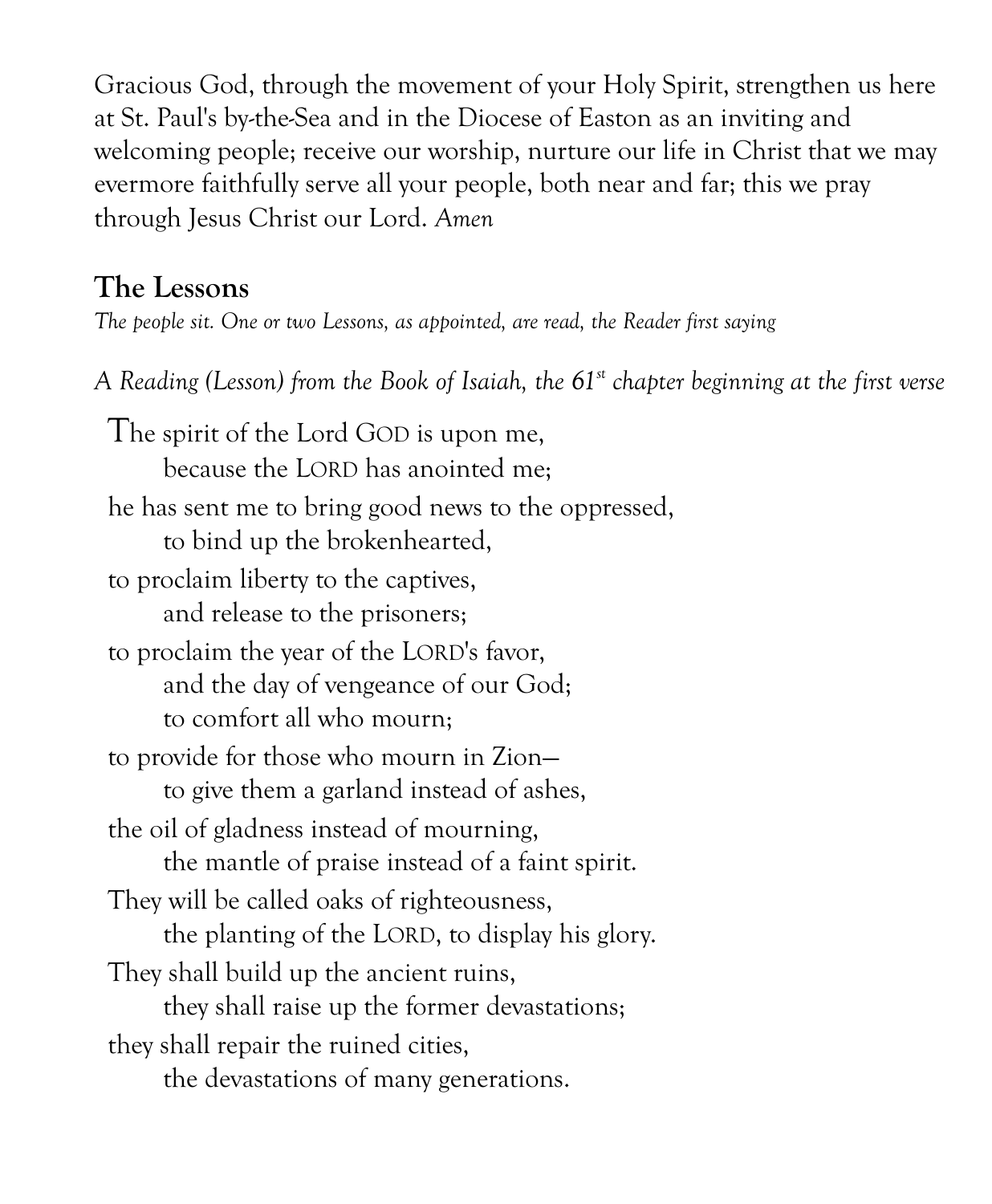Gracious God, through the movement of your Holy Spirit, strengthen us here at St. Paul's by-the-Sea and in the Diocese of Easton as an inviting and welcoming people; receive our worship, nurture our life in Christ that we may evermore faithfully serve all your people, both near and far; this we pray through Jesus Christ our Lord. *Amen*

## The Lessons

*The people sit. One or two Lessons, as appointed, are read, the Reader first saying*

*A Reading (Lesson) from the Book of Isaiah, the 61st chapter beginning at the first verse*

The spirit of the Lord GOD is upon me,
because the LORD has anointed me;
he has sent me to bring good news to the oppressed,
to bind up the brokenhearted,
to proclaim liberty to the captives,
and release to the prisoners;
to proclaim the year of the LORD's favor,
and the day of vengeance of our God;
to comfort all who mourn;
to provide for those who mourn in Zion—
to give them a garland instead of ashes,
the oil of gladness instead of mourning,
the mantle of praise instead of a faint spirit.
They will be called oaks of righteousness,
the planting of the LORD, to display his glory.
They shall build up the ancient ruins,
they shall raise up the former devastations;
they shall repair the ruined cities,
the devastations of many generations.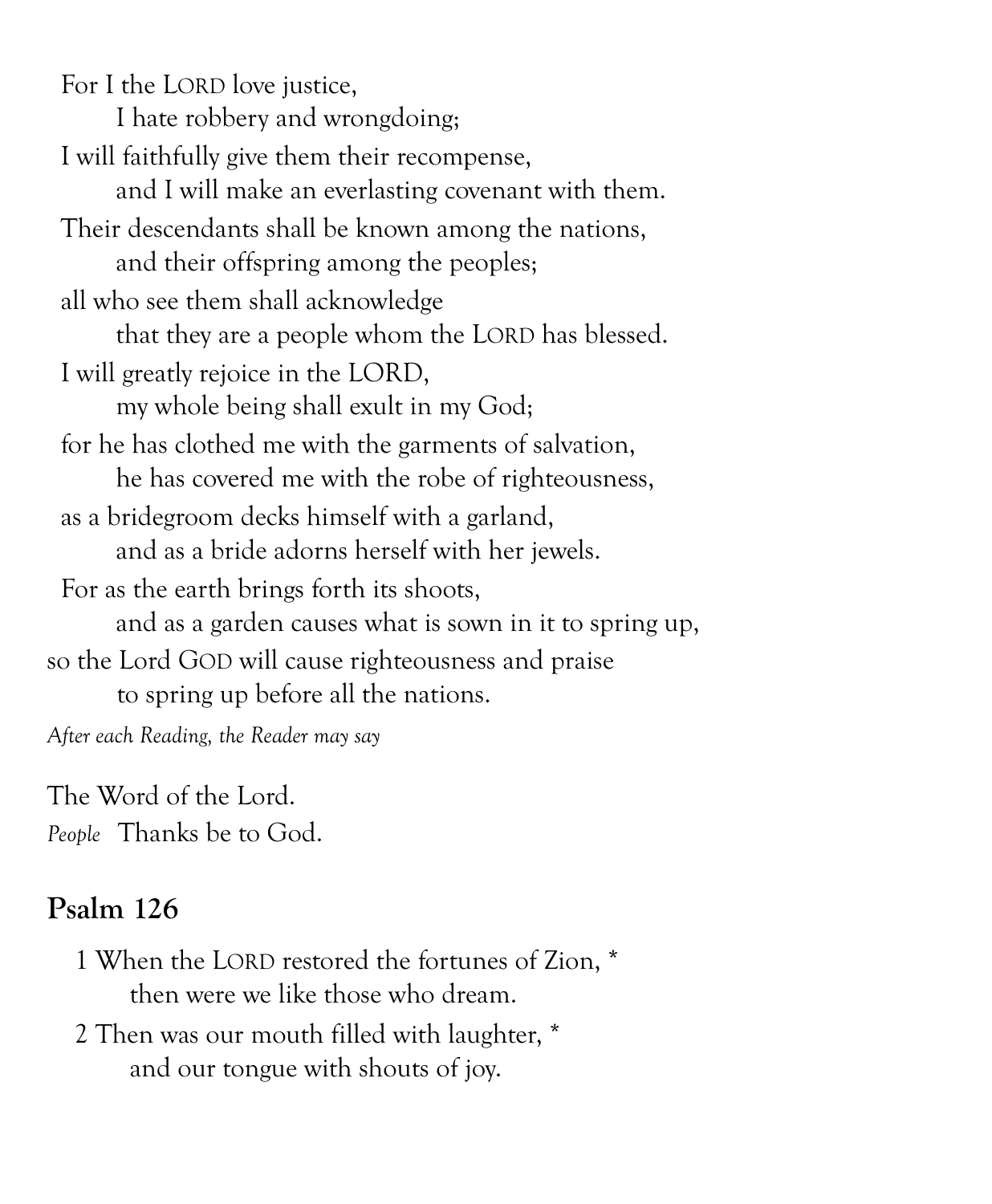For I the LORD love justice,
    I hate robbery and wrongdoing;
I will faithfully give them their recompense,
    and I will make an everlasting covenant with them.
Their descendants shall be known among the nations,
    and their offspring among the peoples;
all who see them shall acknowledge
    that they are a people whom the LORD has blessed.
I will greatly rejoice in the LORD,
    my whole being shall exult in my God;
for he has clothed me with the garments of salvation,
    he has covered me with the robe of righteousness,
as a bridegroom decks himself with a garland,
    and as a bride adorns herself with her jewels.
For as the earth brings forth its shoots,
    and as a garden causes what is sown in it to spring up,
so the Lord GOD will cause righteousness and praise
    to spring up before all the nations.

*After each Reading, the Reader may say*

The Word of the Lord.
*People* Thanks be to God.

## Psalm 126

1 When the LORD restored the fortunes of Zion, *
    then were we like those who dream.

2 Then was our mouth filled with laughter, *
    and our tongue with shouts of joy.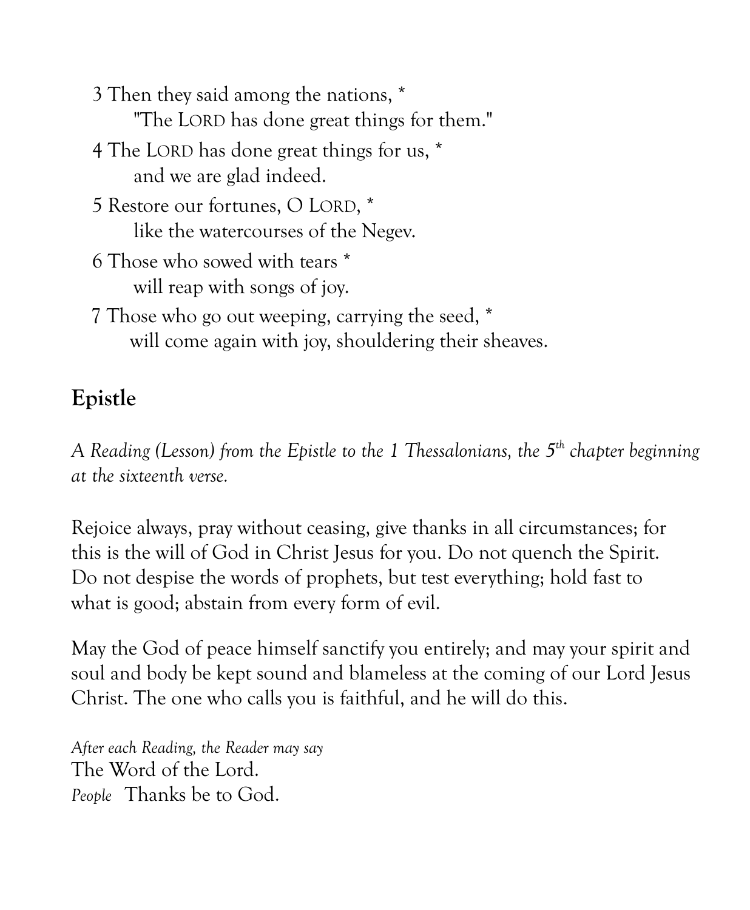3 Then they said among the nations, *
    "The LORD has done great things for them."

4 The LORD has done great things for us, *
    and we are glad indeed.

5 Restore our fortunes, O LORD, *
    like the watercourses of the Negev.

6 Those who sowed with tears *
    will reap with songs of joy.

7 Those who go out weeping, carrying the seed, *
    will come again with joy, shouldering their sheaves.

## Epistle

*A Reading (Lesson) from the Epistle to the 1 Thessalonians, the 5th chapter beginning at the sixteenth verse.*

Rejoice always, pray without ceasing, give thanks in all circumstances; for this is the will of God in Christ Jesus for you. Do not quench the Spirit. Do not despise the words of prophets, but test everything; hold fast to what is good; abstain from every form of evil.

May the God of peace himself sanctify you entirely; and may your spirit and soul and body be kept sound and blameless at the coming of our Lord Jesus Christ. The one who calls you is faithful, and he will do this.

*After each Reading, the Reader may say*
The Word of the Lord.
*People* Thanks be to God.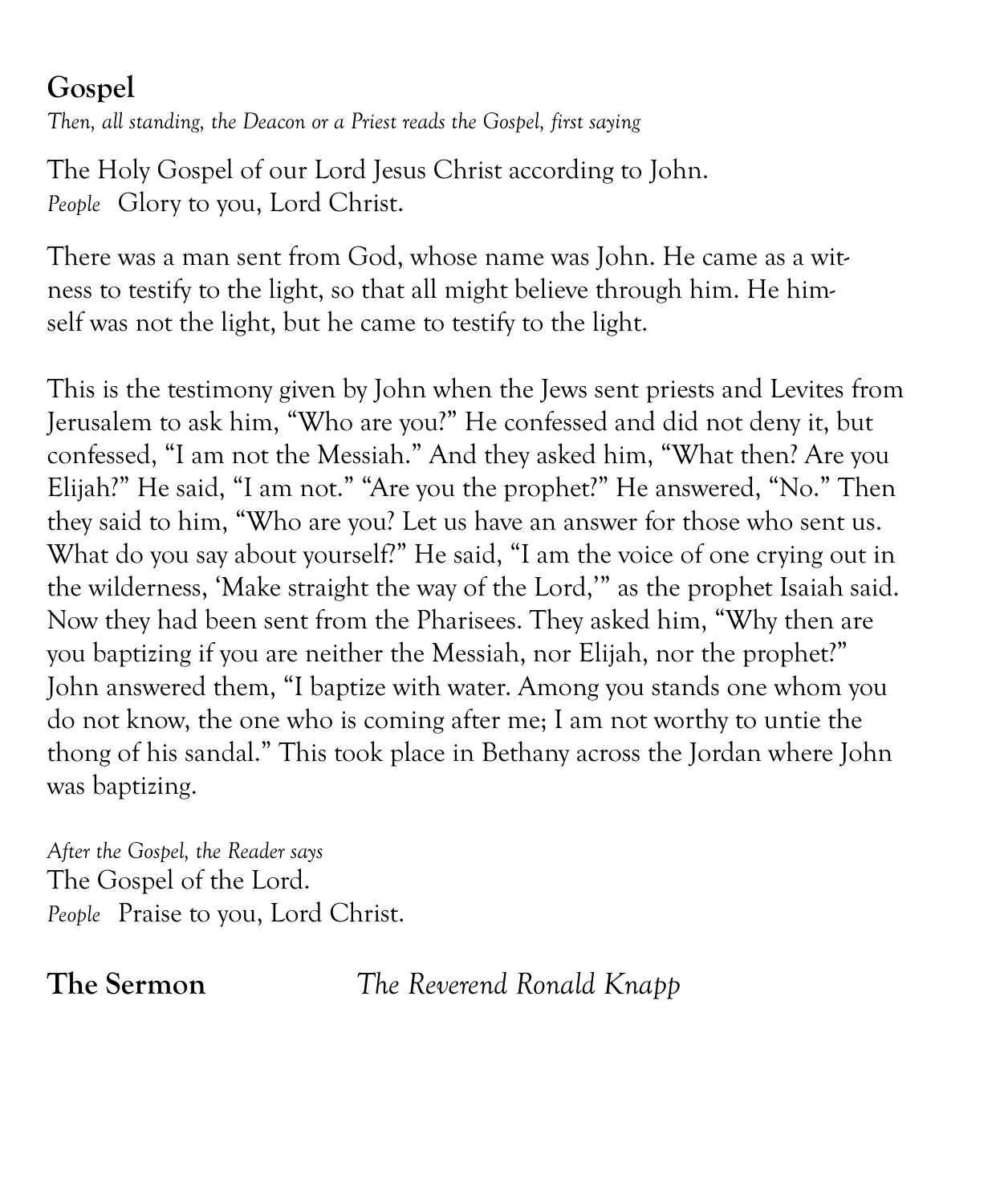## Gospel

*Then, all standing, the Deacon or a Priest reads the Gospel, first saying*

The Holy Gospel of our Lord Jesus Christ according to John.
*People* Glory to you, Lord Christ.

There was a man sent from God, whose name was John. He came as a witness to testify to the light, so that all might believe through him. He himself was not the light, but he came to testify to the light.

This is the testimony given by John when the Jews sent priests and Levites from Jerusalem to ask him, "Who are you?" He confessed and did not deny it, but confessed, "I am not the Messiah." And they asked him, "What then? Are you Elijah?" He said, "I am not." "Are you the prophet?" He answered, "No." Then they said to him, "Who are you? Let us have an answer for those who sent us. What do you say about yourself?" He said, "I am the voice of one crying out in the wilderness, 'Make straight the way of the Lord,'" as the prophet Isaiah said. Now they had been sent from the Pharisees. They asked him, "Why then are you baptizing if you are neither the Messiah, nor Elijah, nor the prophet?" John answered them, "I baptize with water. Among you stands one whom you do not know, the one who is coming after me; I am not worthy to untie the thong of his sandal." This took place in Bethany across the Jordan where John was baptizing.

*After the Gospel, the Reader says*
The Gospel of the Lord.
*People* Praise to you, Lord Christ.

**The Sermon** *The Reverend Ronald Knapp*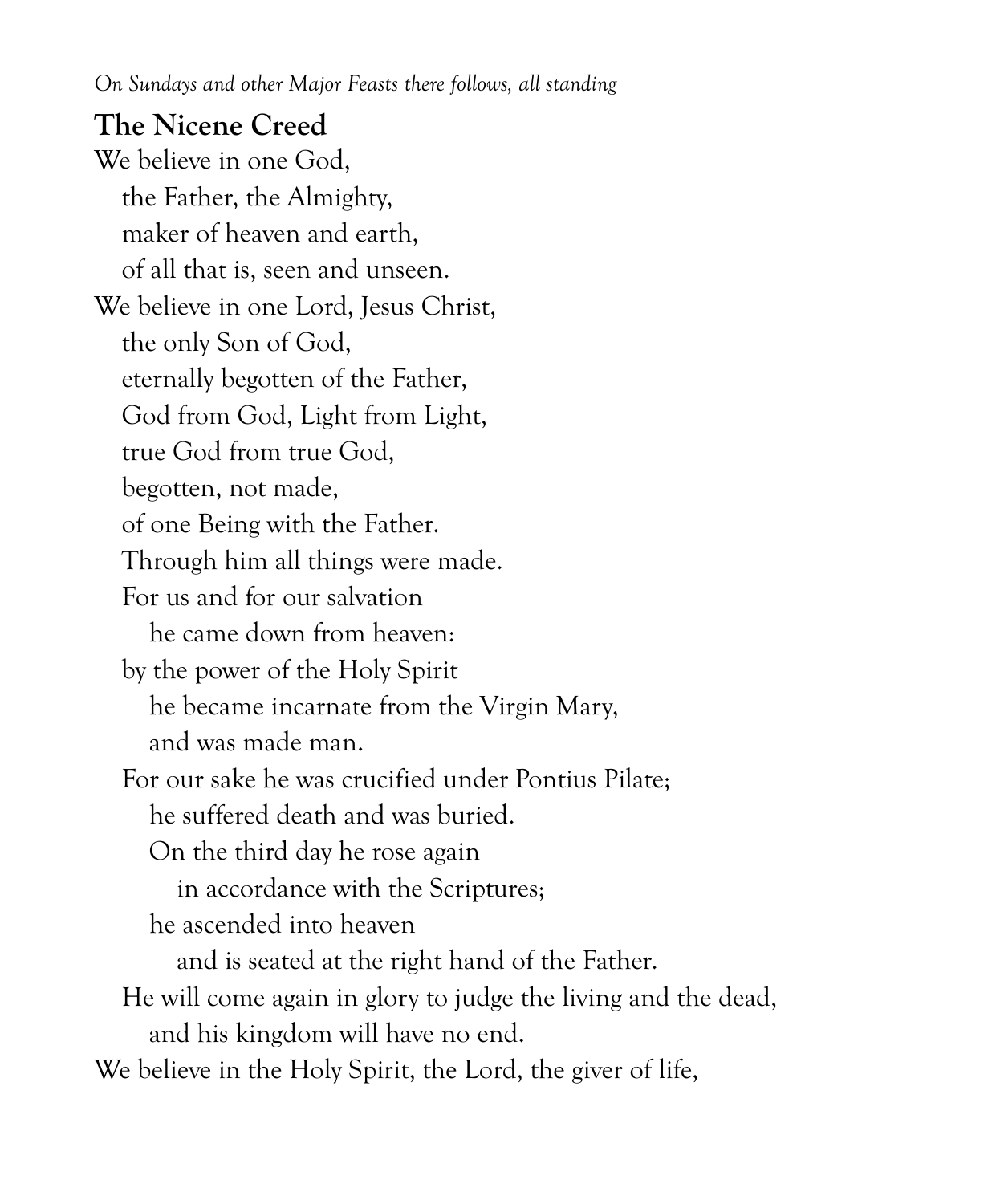*On Sundays and other Major Feasts there follows, all standing*

## The Nicene Creed

We believe in one God,
  the Father, the Almighty,
  maker of heaven and earth,
  of all that is, seen and unseen.
We believe in one Lord, Jesus Christ,
  the only Son of God,
  eternally begotten of the Father,
  God from God, Light from Light,
  true God from true God,
  begotten, not made,
  of one Being with the Father.
  Through him all things were made.
  For us and for our salvation
    he came down from heaven:
  by the power of the Holy Spirit
    he became incarnate from the Virgin Mary,
    and was made man.
  For our sake he was crucified under Pontius Pilate;
    he suffered death and was buried.
    On the third day he rose again
      in accordance with the Scriptures;
    he ascended into heaven
      and is seated at the right hand of the Father.
  He will come again in glory to judge the living and the dead,
    and his kingdom will have no end.
We believe in the Holy Spirit, the Lord, the giver of life,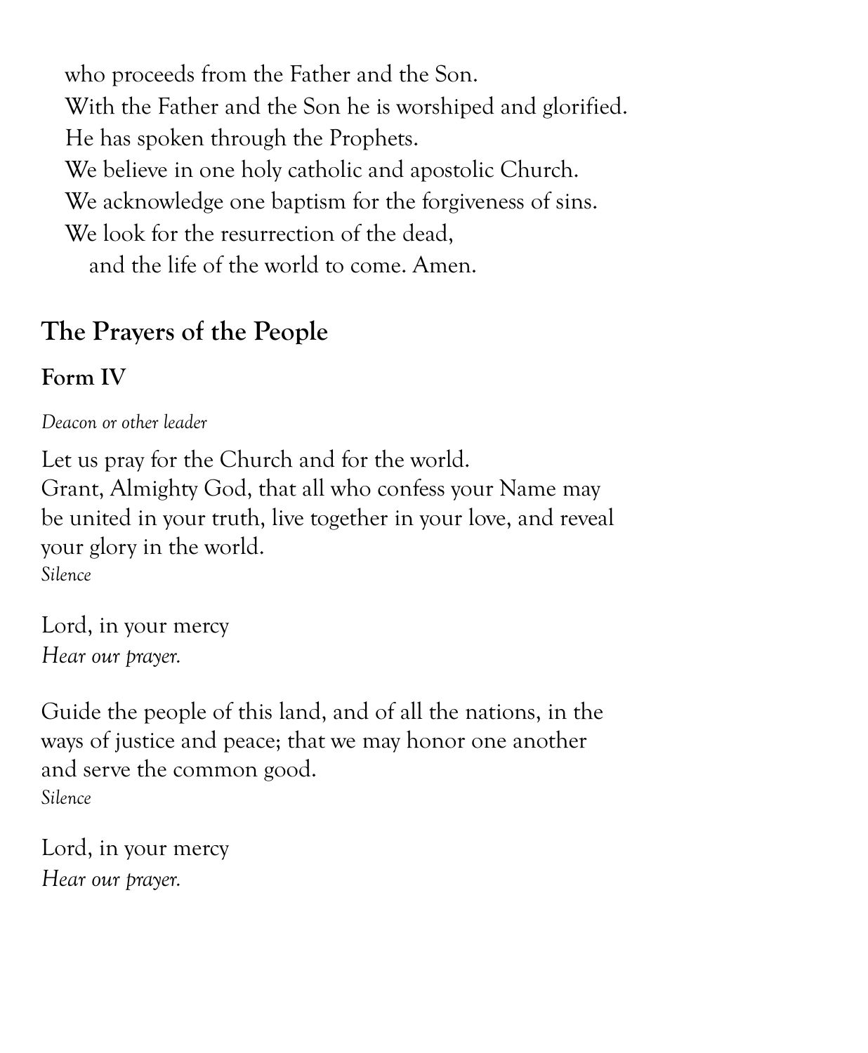who proceeds from the Father and the Son.
With the Father and the Son he is worshiped and glorified.
He has spoken through the Prophets.
We believe in one holy catholic and apostolic Church.
We acknowledge one baptism for the forgiveness of sins.
We look for the resurrection of the dead,
and the life of the world to come. Amen.

## The Prayers of the People

### Form IV

*Deacon or other leader*

Let us pray for the Church and for the world.
Grant, Almighty God, that all who confess your Name may be united in your truth, live together in your love, and reveal your glory in the world.
*Silence*

Lord, in your mercy
*Hear our prayer.*

Guide the people of this land, and of all the nations, in the ways of justice and peace; that we may honor one another and serve the common good.
*Silence*

Lord, in your mercy
*Hear our prayer.*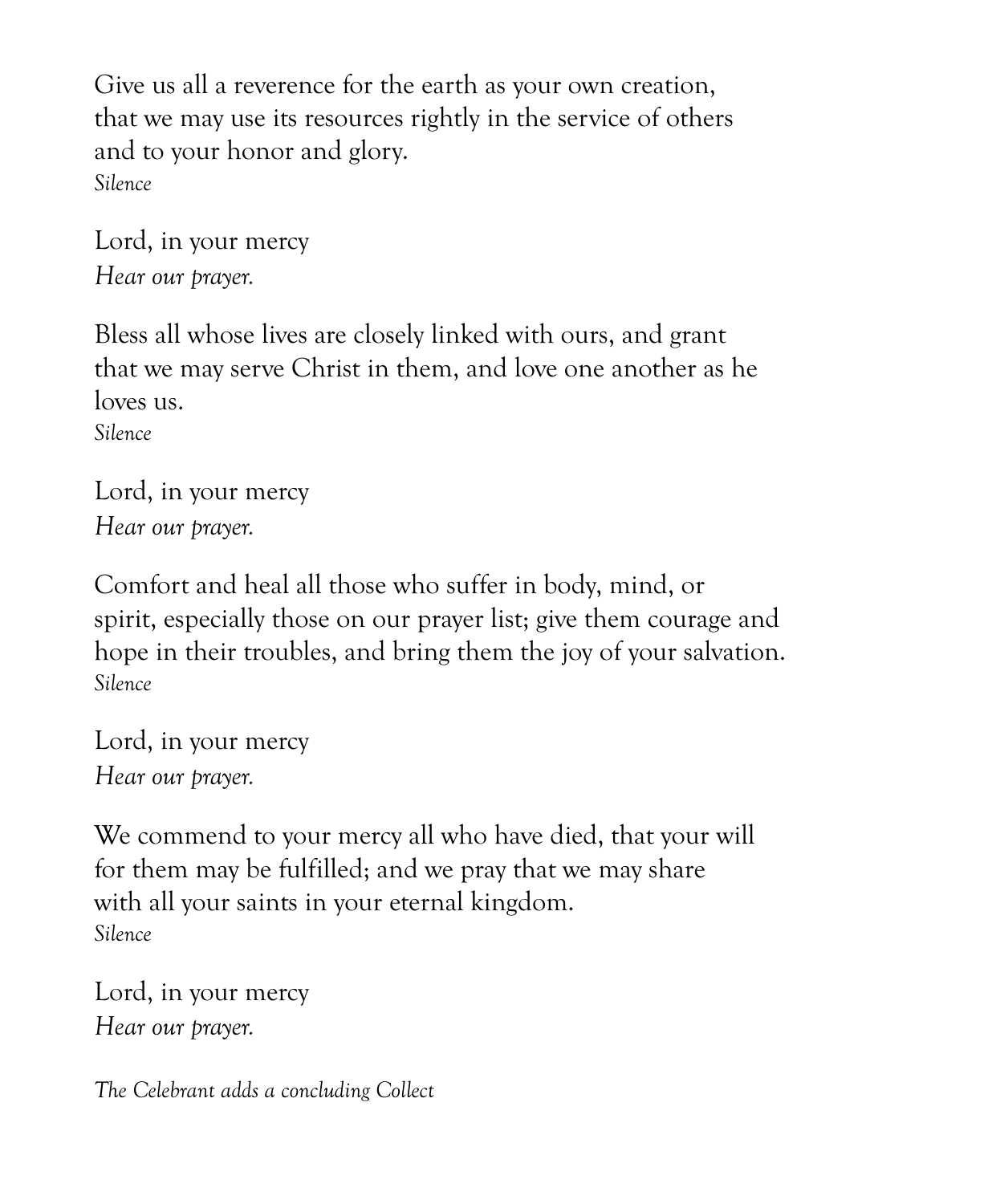Give us all a reverence for the earth as your own creation,
that we may use its resources rightly in the service of others
and to your honor and glory.
*Silence*

Lord, in your mercy
*Hear our prayer.*

Bless all whose lives are closely linked with ours, and grant
that we may serve Christ in them, and love one another as he
loves us.
*Silence*

Lord, in your mercy
*Hear our prayer.*

Comfort and heal all those who suffer in body, mind, or
spirit, especially those on our prayer list; give them courage and
hope in their troubles, and bring them the joy of your salvation.
*Silence*

Lord, in your mercy
*Hear our prayer.*

We commend to your mercy all who have died, that your will
for them may be fulfilled; and we pray that we may share
with all your saints in your eternal kingdom.
*Silence*

Lord, in your mercy
*Hear our prayer.*

*The Celebrant adds a concluding Collect*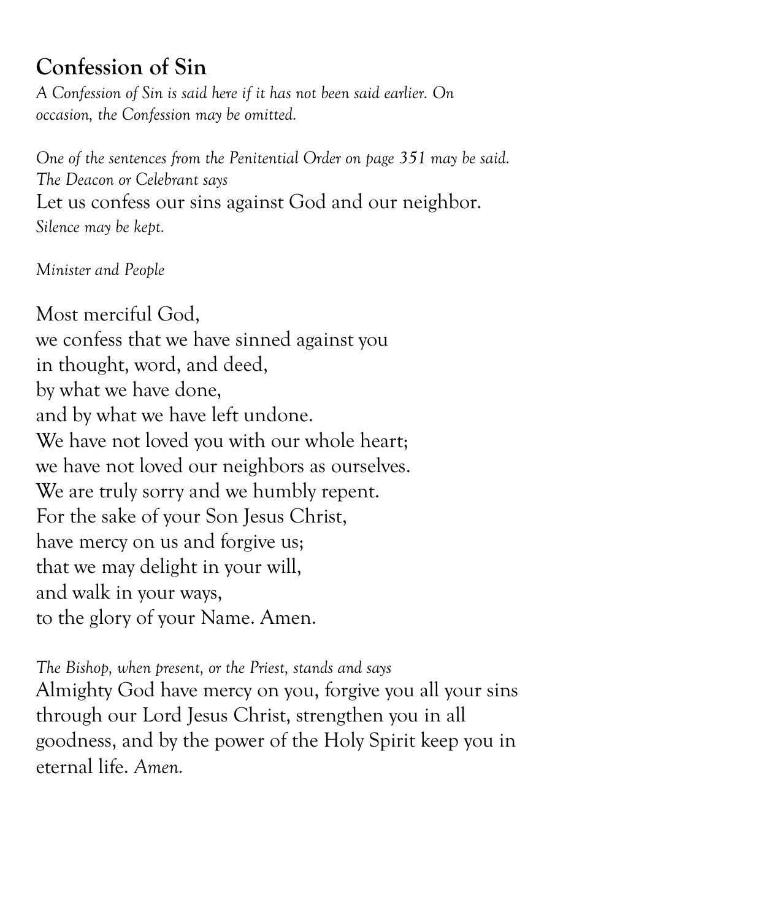## Confession of Sin

*A Confession of Sin is said here if it has not been said earlier. On occasion, the Confession may be omitted.*

*One of the sentences from the Penitential Order on page 351 may be said.*
*The Deacon or Celebrant says*
Let us confess our sins against God and our neighbor.
*Silence may be kept.*

*Minister and People*

Most merciful God,
we confess that we have sinned against you
in thought, word, and deed,
by what we have done,
and by what we have left undone.
We have not loved you with our whole heart;
we have not loved our neighbors as ourselves.
We are truly sorry and we humbly repent.
For the sake of your Son Jesus Christ,
have mercy on us and forgive us;
that we may delight in your will,
and walk in your ways,
to the glory of your Name. Amen.

*The Bishop, when present, or the Priest, stands and says*
Almighty God have mercy on you, forgive you all your sins through our Lord Jesus Christ, strengthen you in all goodness, and by the power of the Holy Spirit keep you in eternal life. *Amen.*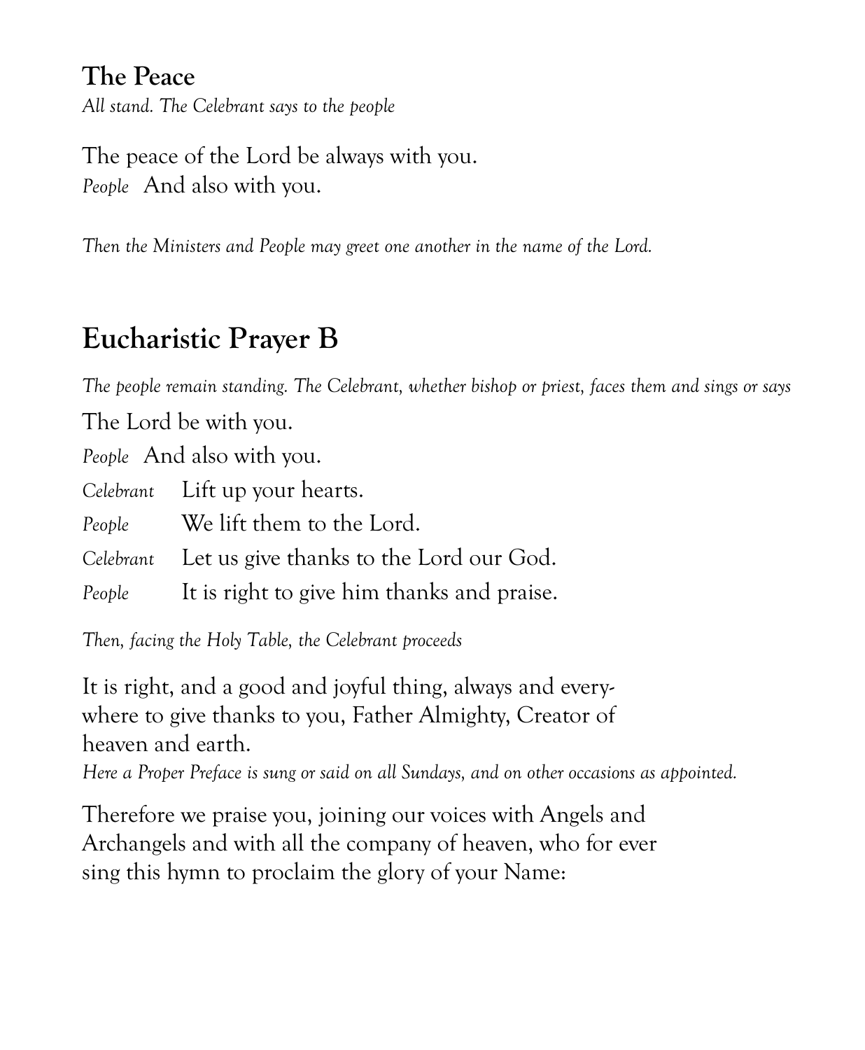## The Peace

*All stand. The Celebrant says to the people*

The peace of the Lord be always with you.
*People* And also with you.

*Then the Ministers and People may greet one another in the name of the Lord.*

# Eucharistic Prayer B

*The people remain standing. The Celebrant, whether bishop or priest, faces them and sings or says*

The Lord be with you.
*People* And also with you.
*Celebrant* Lift up your hearts.
*People* We lift them to the Lord.
*Celebrant* Let us give thanks to the Lord our God.
*People* It is right to give him thanks and praise.

*Then, facing the Holy Table, the Celebrant proceeds*

It is right, and a good and joyful thing, always and everywhere to give thanks to you, Father Almighty, Creator of heaven and earth.

*Here a Proper Preface is sung or said on all Sundays, and on other occasions as appointed.*

Therefore we praise you, joining our voices with Angels and Archangels and with all the company of heaven, who for ever sing this hymn to proclaim the glory of your Name: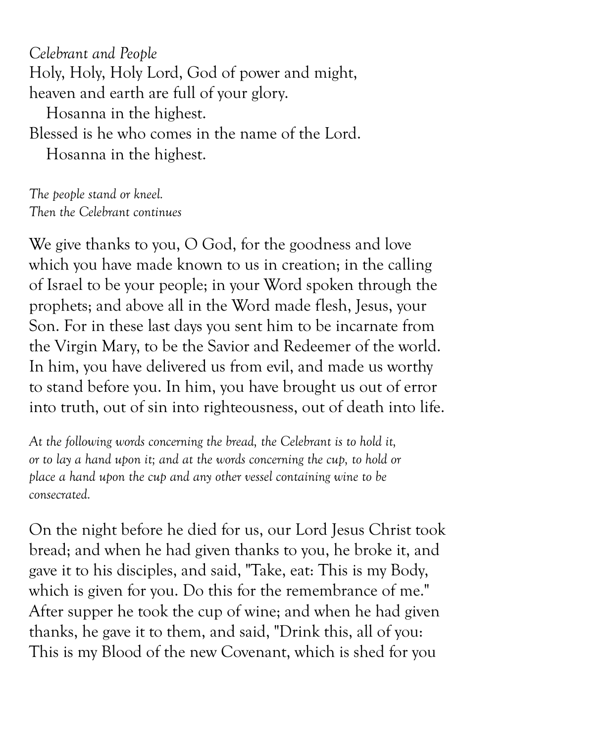*Celebrant and People*

Holy, Holy, Holy Lord, God of power and might,
heaven and earth are full of your glory.
  Hosanna in the highest.
Blessed is he who comes in the name of the Lord.
  Hosanna in the highest.

*The people stand or kneel.*
*Then the Celebrant continues*

We give thanks to you, O God, for the goodness and love which you have made known to us in creation; in the calling of Israel to be your people; in your Word spoken through the prophets; and above all in the Word made flesh, Jesus, your Son. For in these last days you sent him to be incarnate from the Virgin Mary, to be the Savior and Redeemer of the world. In him, you have delivered us from evil, and made us worthy to stand before you. In him, you have brought us out of error into truth, out of sin into righteousness, out of death into life.

*At the following words concerning the bread, the Celebrant is to hold it, or to lay a hand upon it; and at the words concerning the cup, to hold or place a hand upon the cup and any other vessel containing wine to be consecrated.*

On the night before he died for us, our Lord Jesus Christ took bread; and when he had given thanks to you, he broke it, and gave it to his disciples, and said, "Take, eat: This is my Body, which is given for you. Do this for the remembrance of me." After supper he took the cup of wine; and when he had given thanks, he gave it to them, and said, "Drink this, all of you: This is my Blood of the new Covenant, which is shed for you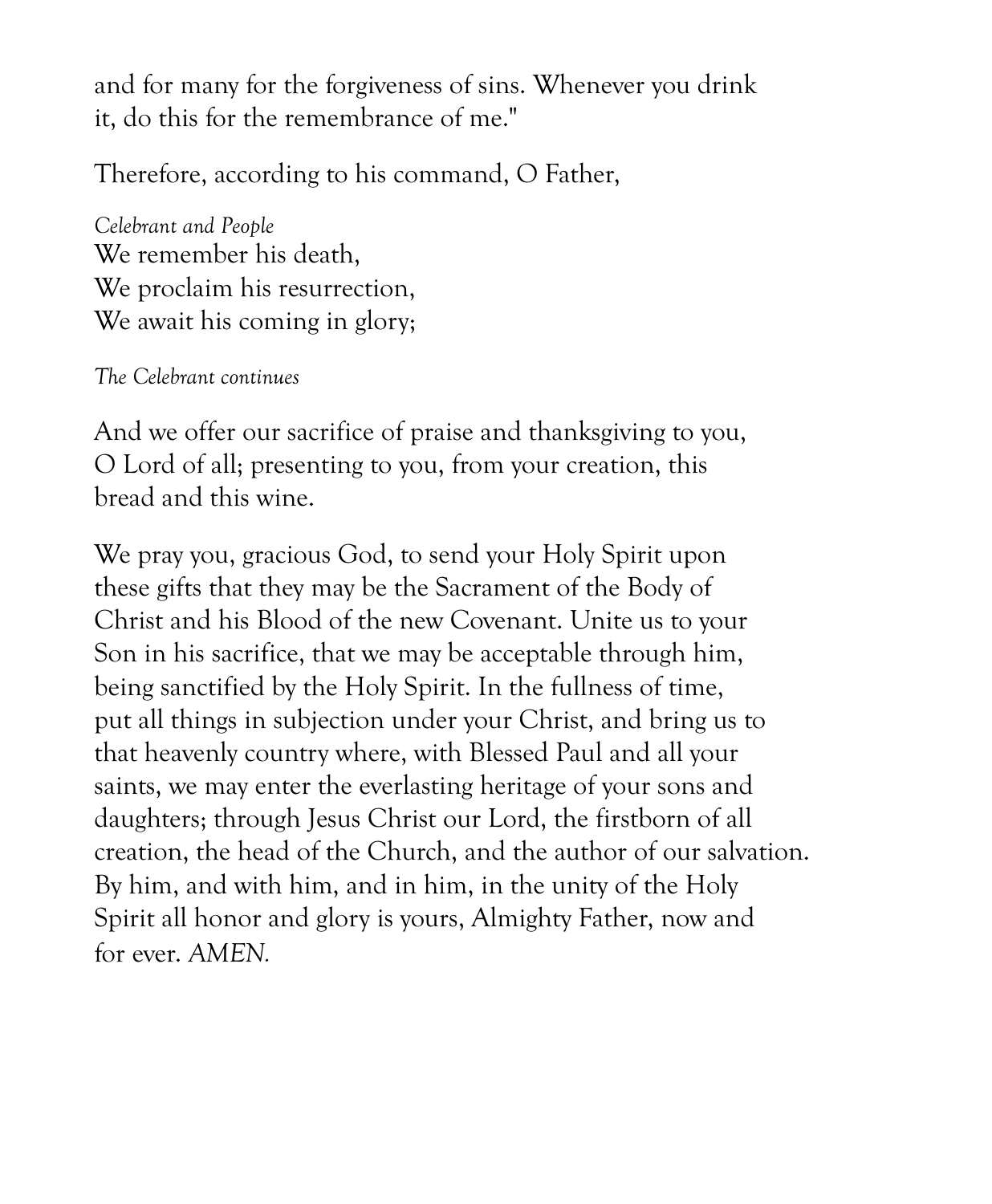and for many for the forgiveness of sins. Whenever you drink it, do this for the remembrance of me."

Therefore, according to his command, O Father,

*Celebrant and People*
We remember his death,
We proclaim his resurrection,
We await his coming in glory;

*The Celebrant continues*

And we offer our sacrifice of praise and thanksgiving to you, O Lord of all; presenting to you, from your creation, this bread and this wine.

We pray you, gracious God, to send your Holy Spirit upon these gifts that they may be the Sacrament of the Body of Christ and his Blood of the new Covenant. Unite us to your Son in his sacrifice, that we may be acceptable through him, being sanctified by the Holy Spirit. In the fullness of time, put all things in subjection under your Christ, and bring us to that heavenly country where, with Blessed Paul and all your saints, we may enter the everlasting heritage of your sons and daughters; through Jesus Christ our Lord, the firstborn of all creation, the head of the Church, and the author of our salvation. By him, and with him, and in him, in the unity of the Holy Spirit all honor and glory is yours, Almighty Father, now and for ever. *AMEN.*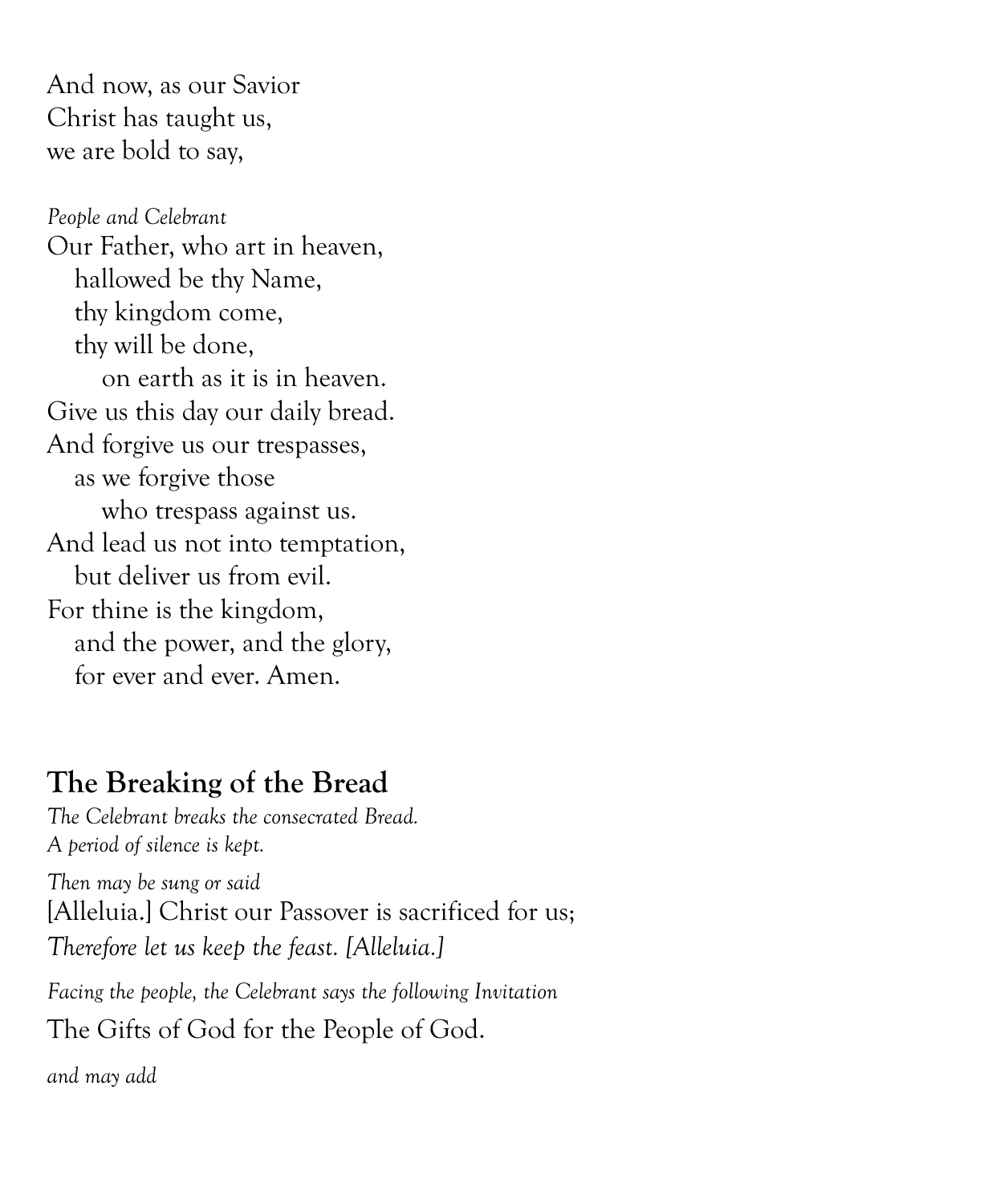And now, as our Savior
Christ has taught us,
we are bold to say,

*People and Celebrant*

Our Father, who art in heaven,
  hallowed be thy Name,
  thy kingdom come,
  thy will be done,
    on earth as it is in heaven.
Give us this day our daily bread.
And forgive us our trespasses,
  as we forgive those
    who trespass against us.
And lead us not into temptation,
  but deliver us from evil.
For thine is the kingdom,
  and the power, and the glory,
  for ever and ever. Amen.

## The Breaking of the Bread

*The Celebrant breaks the consecrated Bread.*
*A period of silence is kept.*

*Then may be sung or said*

[Alleluia.] Christ our Passover is sacrificed for us;
*Therefore let us keep the feast. [Alleluia.]*

*Facing the people, the Celebrant says the following Invitation*

The Gifts of God for the People of God.

*and may add*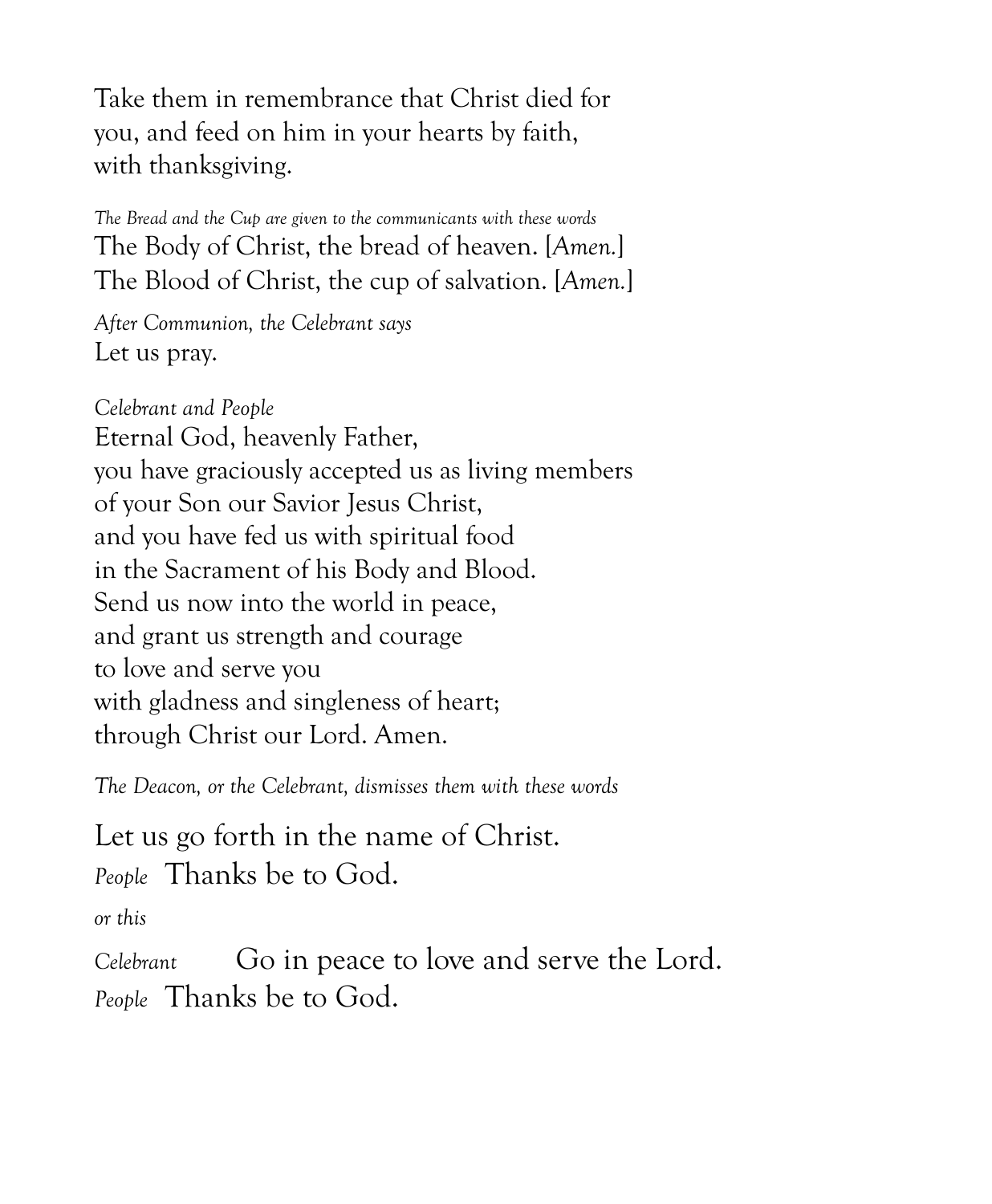Take them in remembrance that Christ died for
you, and feed on him in your hearts by faith,
with thanksgiving.

*The Bread and the Cup are given to the communicants with these words*

The Body of Christ, the bread of heaven. [*Amen.*]
The Blood of Christ, the cup of salvation. [*Amen.*]

*After Communion, the Celebrant says*

Let us pray.

*Celebrant and People*

Eternal God, heavenly Father,
you have graciously accepted us as living members
of your Son our Savior Jesus Christ,
and you have fed us with spiritual food
in the Sacrament of his Body and Blood.
Send us now into the world in peace,
and grant us strength and courage
to love and serve you
with gladness and singleness of heart;
through Christ our Lord. Amen.

*The Deacon, or the Celebrant, dismisses them with these words*

Let us go forth in the name of Christ.
*People* Thanks be to God.

*or this*

*Celebrant* Go in peace to love and serve the Lord.
*People* Thanks be to God.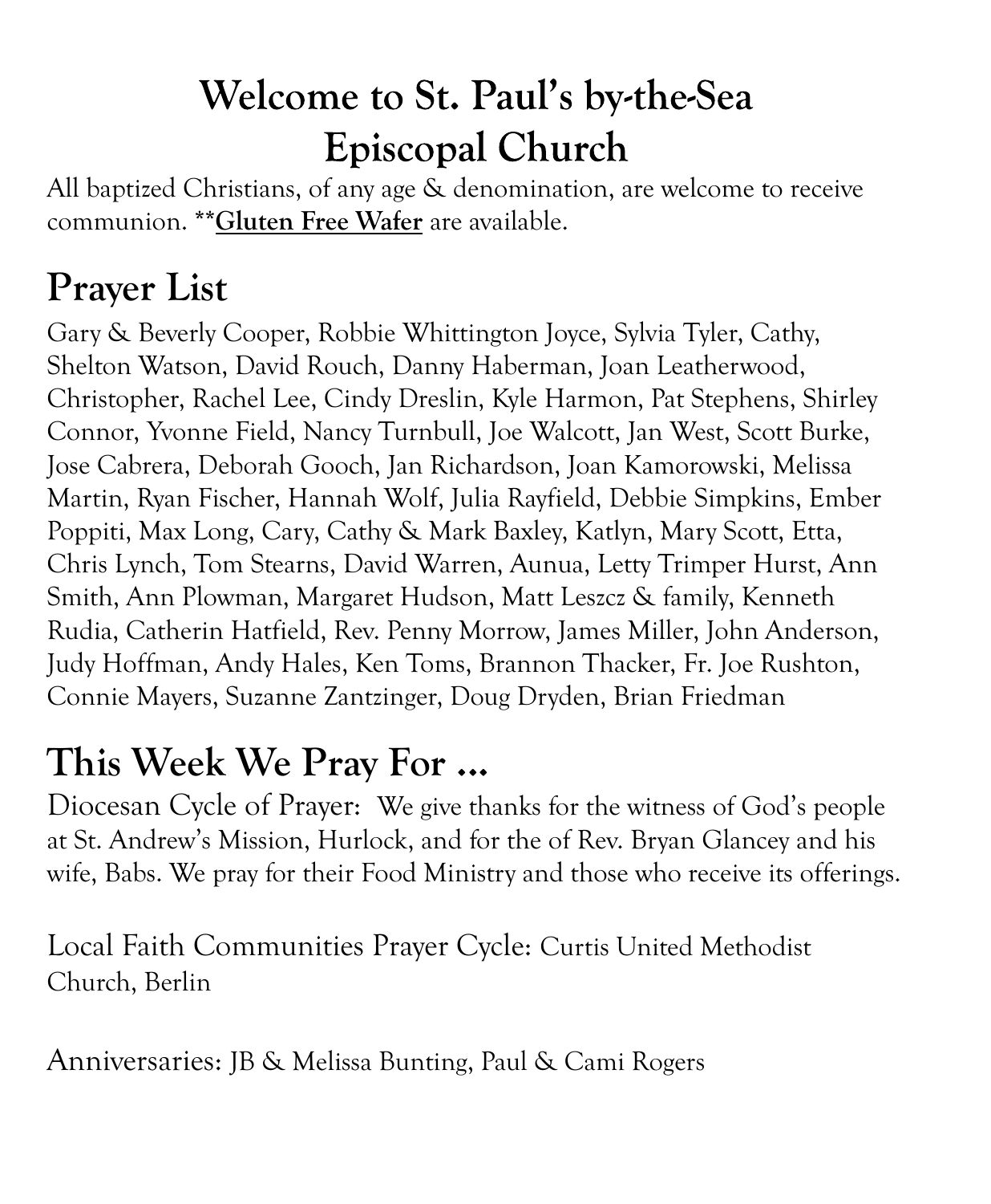# Welcome to St. Paul's by-the-Sea Episcopal Church

All baptized Christians, of any age & denomination, are welcome to receive communion. ****Gluten Free Wafer** are available.

## Prayer List

Gary & Beverly Cooper, Robbie Whittington Joyce, Sylvia Tyler, Cathy, Shelton Watson, David Rouch, Danny Haberman, Joan Leatherwood, Christopher, Rachel Lee, Cindy Dreslin, Kyle Harmon, Pat Stephens, Shirley Connor, Yvonne Field, Nancy Turnbull, Joe Walcott, Jan West, Scott Burke, Jose Cabrera, Deborah Gooch, Jan Richardson, Joan Kamorowski, Melissa Martin, Ryan Fischer, Hannah Wolf, Julia Rayfield, Debbie Simpkins, Ember Poppiti, Max Long, Cary, Cathy & Mark Baxley, Katlyn, Mary Scott, Etta, Chris Lynch, Tom Stearns, David Warren, Aunua, Letty Trimper Hurst, Ann Smith, Ann Plowman, Margaret Hudson, Matt Leszcz & family, Kenneth Rudia, Catherin Hatfield, Rev. Penny Morrow, James Miller, John Anderson, Judy Hoffman, Andy Hales, Ken Toms, Brannon Thacker, Fr. Joe Rushton, Connie Mayers, Suzanne Zantzinger, Doug Dryden, Brian Friedman

## This Week We Pray For ...

Diocesan Cycle of Prayer: We give thanks for the witness of God's people at St. Andrew's Mission, Hurlock, and for the of Rev. Bryan Glancey and his wife, Babs. We pray for their Food Ministry and those who receive its offerings.

Local Faith Communities Prayer Cycle: Curtis United Methodist Church, Berlin

Anniversaries: JB & Melissa Bunting, Paul & Cami Rogers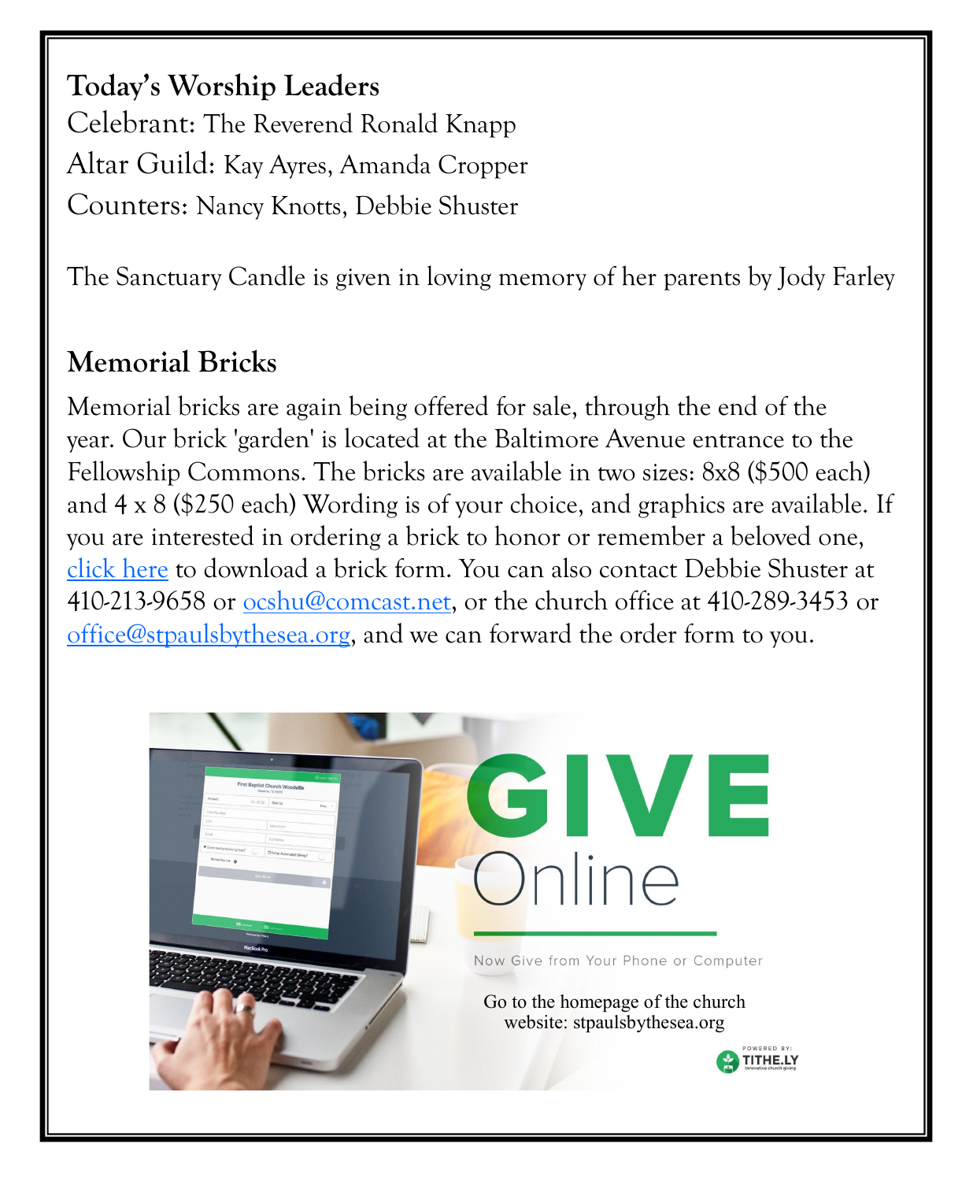**Today's Worship Leaders**

Celebrant: The Reverend Ronald Knapp

Altar Guild: Kay Ayres, Amanda Cropper

Counters: Nancy Knotts, Debbie Shuster

The Sanctuary Candle is given in loving memory of her parents by Jody Farley

**Memorial Bricks**

Memorial bricks are again being offered for sale, through the end of the year. Our brick 'garden' is located at the Baltimore Avenue entrance to the Fellowship Commons. The bricks are available in two sizes: 8x8 ($500 each) and 4 x 8 ($250 each) Wording is of your choice, and graphics are available. If you are interested in ordering a brick to honor or remember a beloved one, click here to download a brick form. You can also contact Debbie Shuster at 410-213-9658 or ocshu@comcast.net, or the church office at 410-289-3453 or office@stpaulsbythesea.org, and we can forward the order form to you.

GIVE Online

Now Give from Your Phone or Computer

Go to the homepage of the church website: stpaulsbythesea.org

POWERED BY: TITHE.LY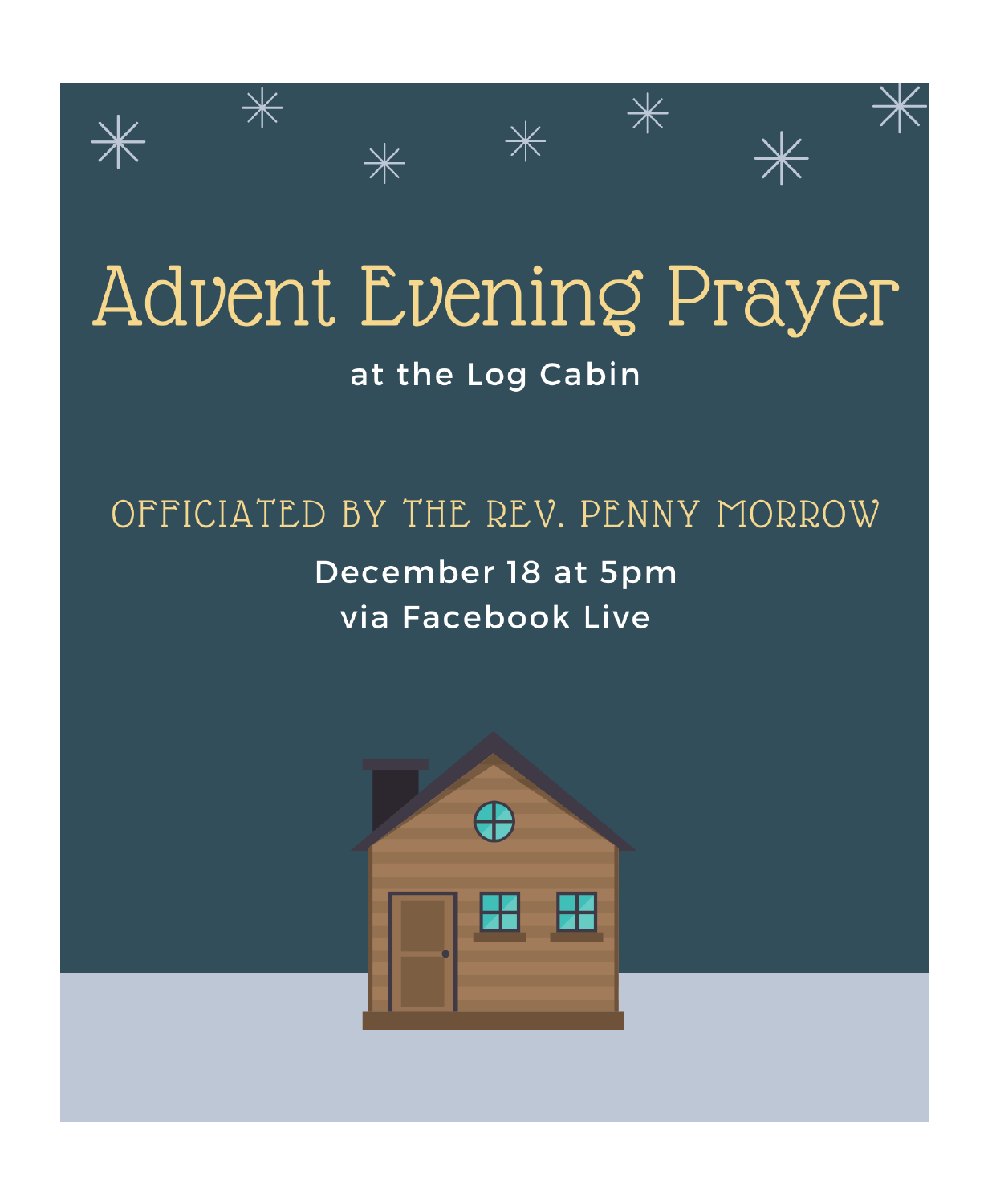# Advent Evening Prayer

at the Log Cabin

OFFICIATED BY THE REV. PENNY MORROW

December 18 at 5pm
via Facebook Live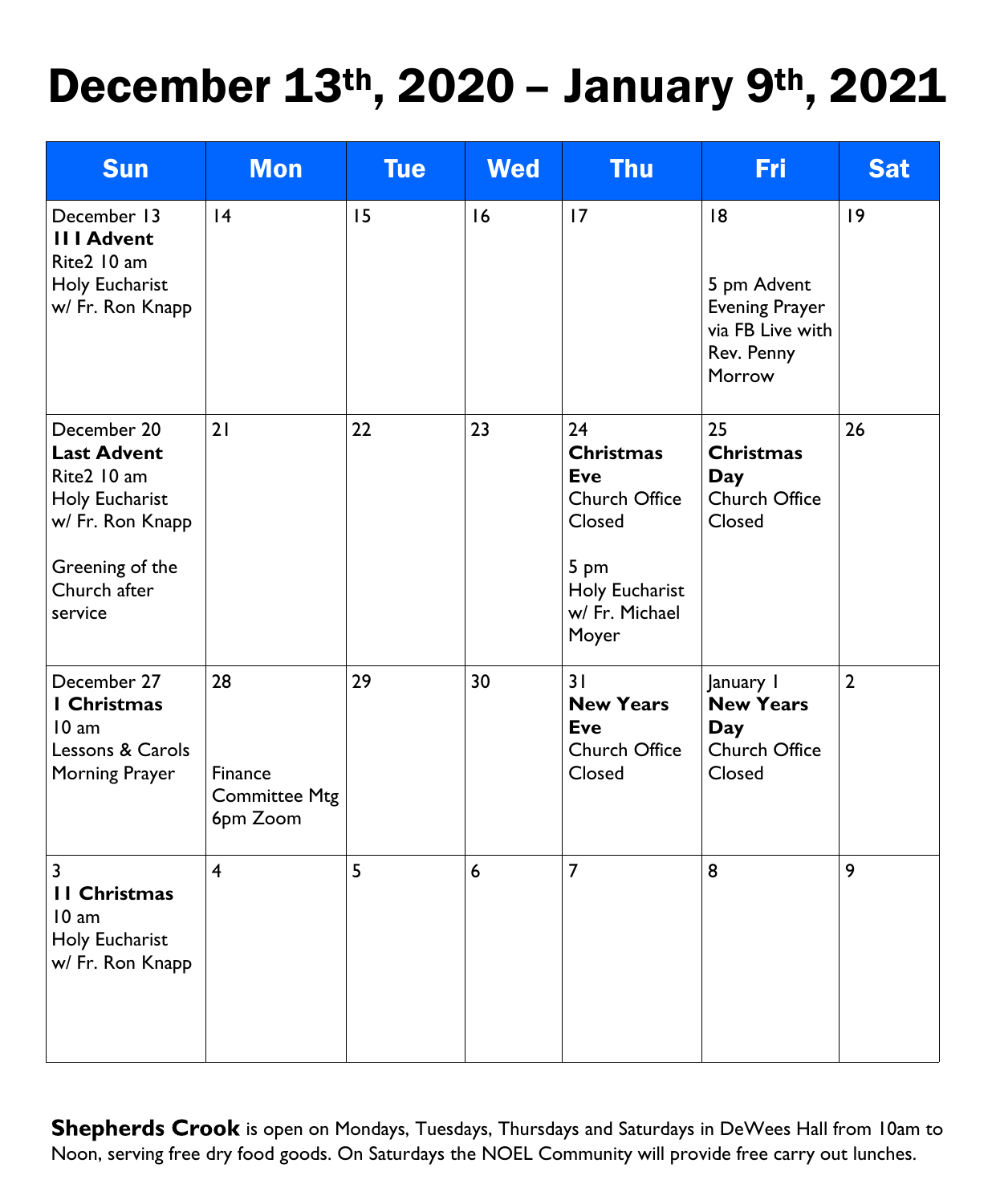# December 13th, 2020 – January 9th, 2021

| Sun | Mon | Tue | Wed | Thu | Fri | Sat |
|---|---|---|---|---|---|---|
| December 13 **111 Advent** Rite2 10 am Holy Eucharist w/ Fr. Ron Knapp | 14 | 15 | 16 | 17 | 18 5 pm Advent Evening Prayer via FB Live with Rev. Penny Morrow | 19 |
| December 20 **Last Advent** Rite2 10 am Holy Eucharist w/ Fr. Ron Knapp Greening of the Church after service | 21 | 22 | 23 | 24 **Christmas Eve** Church Office Closed 5 pm Holy Eucharist w/ Fr. Michael Moyer | 25 **Christmas Day** Church Office Closed | 26 |
| December 27 **1 Christmas** 10 am Lessons & Carols Morning Prayer | 28 Finance Committee Mtg 6pm Zoom | 29 | 30 | 31 **New Years Eve** Church Office Closed | January 1 **New Years Day** Church Office Closed | 2 |
| 3 **11 Christmas** 10 am Holy Eucharist w/ Fr. Ron Knapp | 4 | 5 | 6 | 7 | 8 | 9 |

**Shepherds Crook** is open on Mondays, Tuesdays, Thursdays and Saturdays in DeWees Hall from 10am to Noon, serving free dry food goods. On Saturdays the NOEL Community will provide free carry out lunches.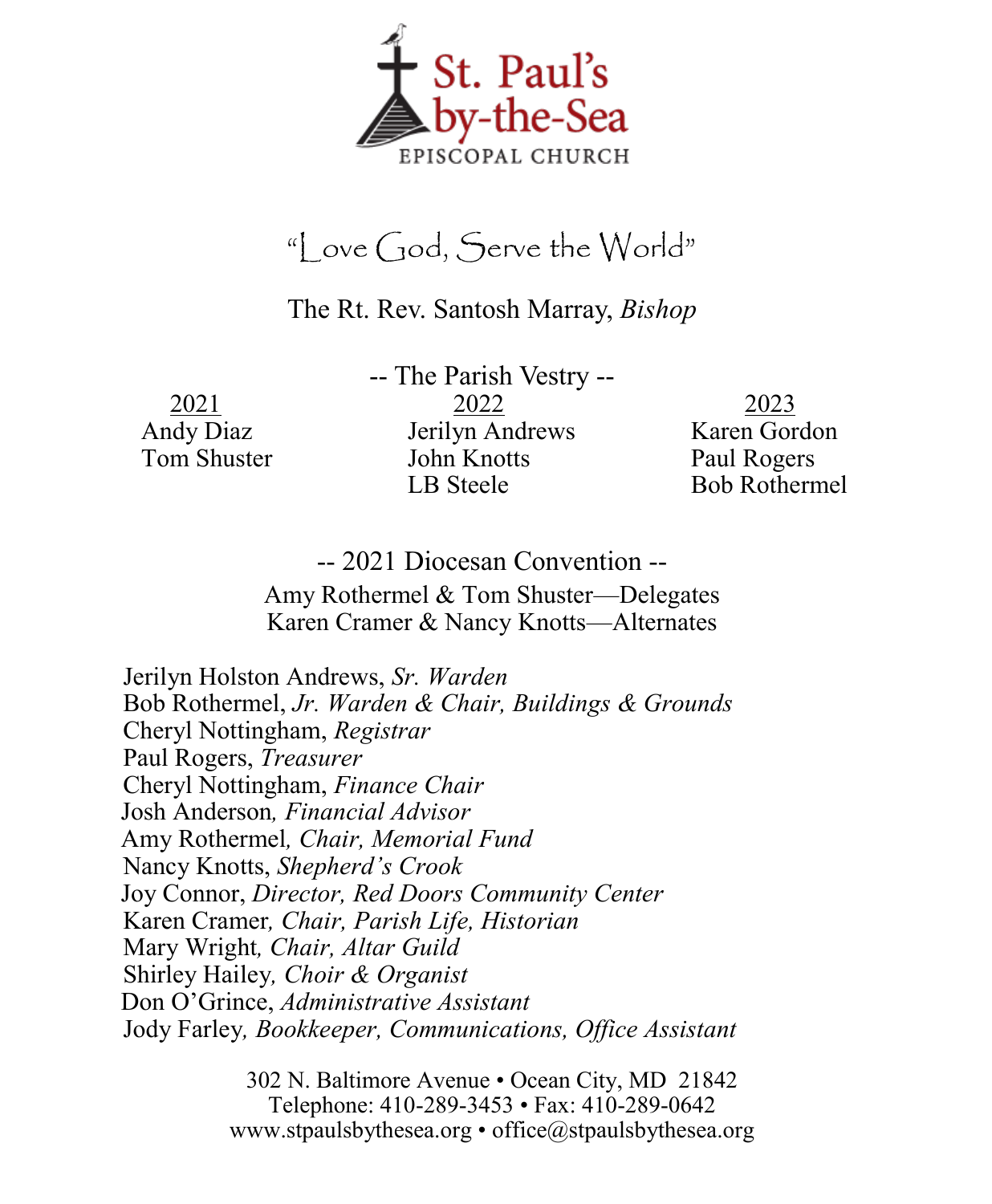St. Paul's by-the-Sea

EPISCOPAL CHURCH

"Love God, Serve the World"

The Rt. Rev. Santosh Marray, *Bishop*

-- The Parish Vestry --

| 2021 | 2022 | 2023 |
|---|---|---|
| Andy Diaz | Jerilyn Andrews | Karen Gordon |
| Tom Shuster | John Knotts | Paul Rogers |
| | LB Steele | Bob Rothermel |

-- 2021 Diocesan Convention --

Amy Rothermel & Tom Shuster—Delegates
Karen Cramer & Nancy Knotts—Alternates

Jerilyn Holston Andrews, *Sr. Warden*
Bob Rothermel, *Jr. Warden & Chair, Buildings & Grounds*
Cheryl Nottingham, *Registrar*
Paul Rogers, *Treasurer*
Cheryl Nottingham, *Finance Chair*
Josh Anderson, *Financial Advisor*
Amy Rothermel, *Chair, Memorial Fund*
Nancy Knotts, *Shepherd's Crook*
Joy Connor, *Director, Red Doors Community Center*
Karen Cramer, *Chair, Parish Life, Historian*
Mary Wright, *Chair, Altar Guild*
Shirley Hailey, *Choir & Organist*
Don O'Grince, *Administrative Assistant*
Jody Farley, *Bookkeeper, Communications, Office Assistant*

302 N. Baltimore Avenue • Ocean City, MD 21842
Telephone: 410-289-3453 • Fax: 410-289-0642
www.stpaulsbythesea.org • office@stpaulsbythesea.org